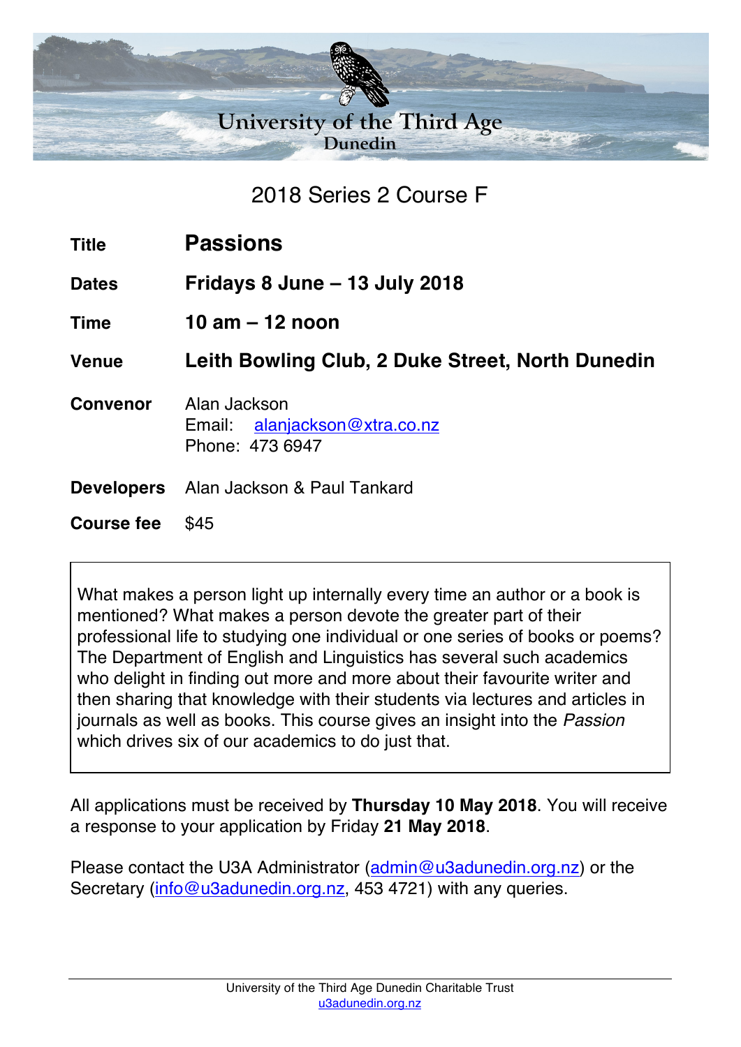# University of the Third Age
## Dunedin

## 2018 Series 2 Course F

| | |
|---|---|
| **Title** | **Passions** |
| **Dates** | **Fridays 8 June – 13 July 2018** |
| **Time** | **10 am – 12 noon** |
| **Venue** | **Leith Bowling Club, 2 Duke Street, North Dunedin** |
| **Convenor** | Alan Jackson<br>Email: alanjackson@xtra.co.nz<br>Phone: 473 6947 |
| **Developers** | Alan Jackson & Paul Tankard |
| **Course fee** | $45 |

What makes a person light up internally every time an author or a book is mentioned? What makes a person devote the greater part of their professional life to studying one individual or one series of books or poems? The Department of English and Linguistics has several such academics who delight in finding out more and more about their favourite writer and then sharing that knowledge with their students via lectures and articles in journals as well as books. This course gives an insight into the *Passion* which drives six of our academics to do just that.

All applications must be received by **Thursday 10 May 2018**. You will receive a response to your application by Friday **21 May 2018**.

Please contact the U3A Administrator (admin@u3adunedin.org.nz) or the Secretary (info@u3adunedin.org.nz, 453 4721) with any queries.

University of the Third Age Dunedin Charitable Trust
u3adunedin.org.nz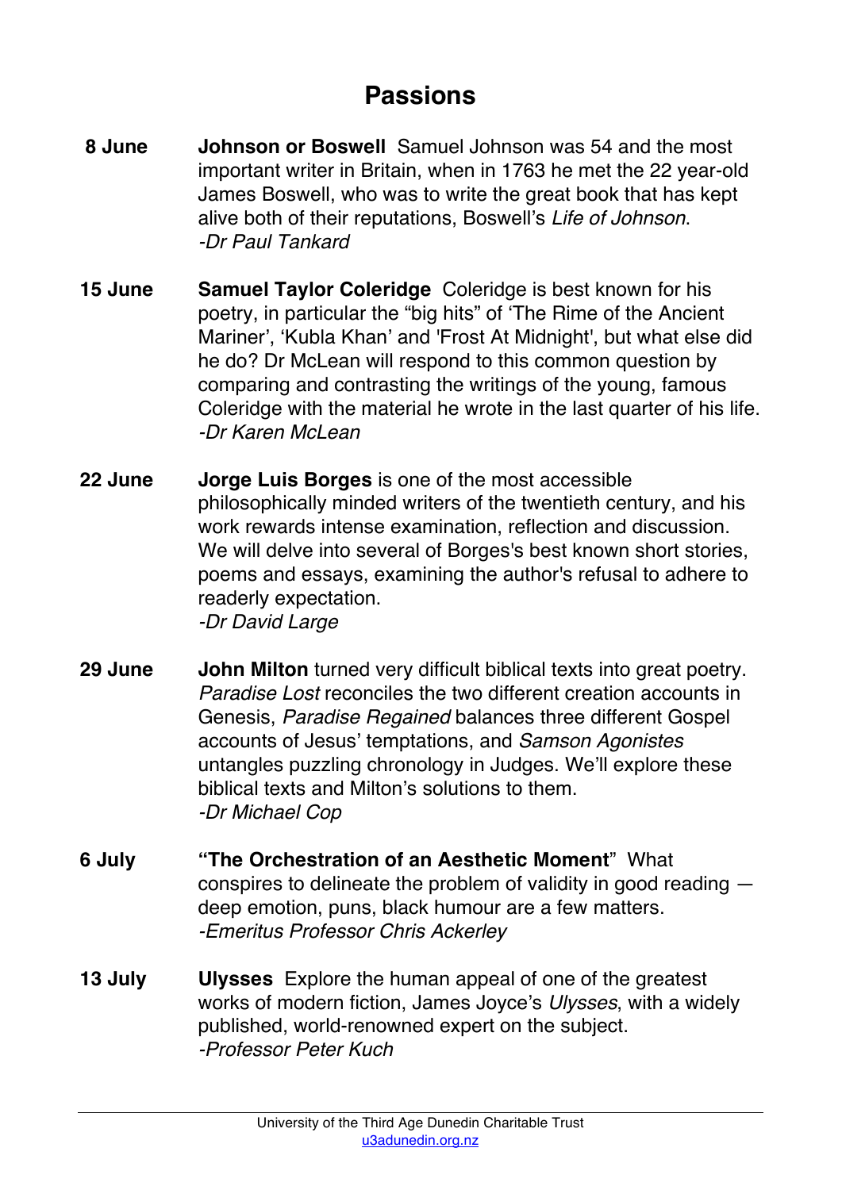# Passions

**8 June** — **Johnson or Boswell** Samuel Johnson was 54 and the most important writer in Britain, when in 1763 he met the 22 year-old James Boswell, who was to write the great book that has kept alive both of their reputations, Boswell's *Life of Johnson*.
*-Dr Paul Tankard*

**15 June** — **Samuel Taylor Coleridge** Coleridge is best known for his poetry, in particular the "big hits" of 'The Rime of the Ancient Mariner', 'Kubla Khan' and 'Frost At Midnight', but what else did he do? Dr McLean will respond to this common question by comparing and contrasting the writings of the young, famous Coleridge with the material he wrote in the last quarter of his life.
*-Dr Karen McLean*

**22 June** — **Jorge Luis Borges** is one of the most accessible philosophically minded writers of the twentieth century, and his work rewards intense examination, reflection and discussion. We will delve into several of Borges's best known short stories, poems and essays, examining the author's refusal to adhere to readerly expectation.
*-Dr David Large*

**29 June** — **John Milton** turned very difficult biblical texts into great poetry. *Paradise Lost* reconciles the two different creation accounts in Genesis, *Paradise Regained* balances three different Gospel accounts of Jesus' temptations, and *Samson Agonistes* untangles puzzling chronology in Judges. We'll explore these biblical texts and Milton's solutions to them.
*-Dr Michael Cop*

**6 July** — **"The Orchestration of an Aesthetic Moment"** What conspires to delineate the problem of validity in good reading — deep emotion, puns, black humour are a few matters.
*-Emeritus Professor Chris Ackerley*

**13 July** — **Ulysses** Explore the human appeal of one of the greatest works of modern fiction, James Joyce's *Ulysses*, with a widely published, world-renowned expert on the subject.
*-Professor Peter Kuch*

University of the Third Age Dunedin Charitable Trust
u3adunedin.org.nz